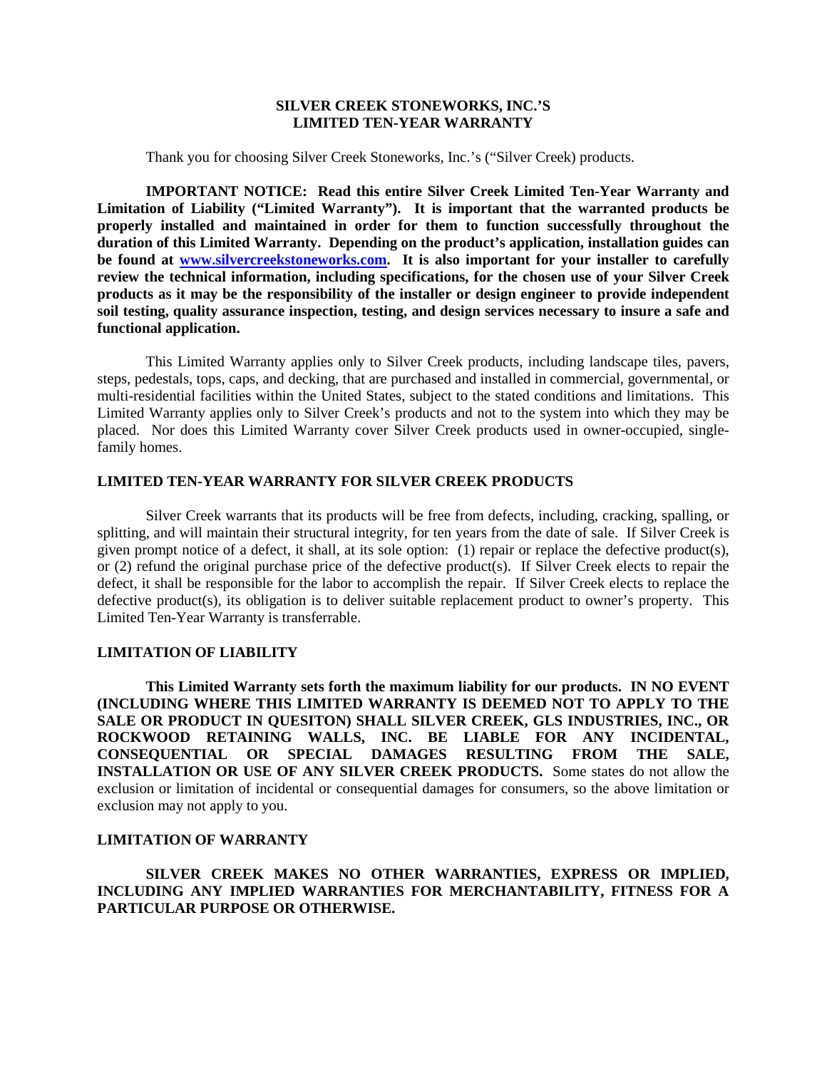# SILVER CREEK STONEWORKS, INC.'S
# LIMITED TEN-YEAR WARRANTY

Thank you for choosing Silver Creek Stoneworks, Inc.'s ("Silver Creek) products.

**IMPORTANT NOTICE: Read this entire Silver Creek Limited Ten-Year Warranty and Limitation of Liability ("Limited Warranty"). It is important that the warranted products be properly installed and maintained in order for them to function successfully throughout the duration of this Limited Warranty. Depending on the product's application, installation guides can be found at [www.silvercreekstoneworks.com](http://www.silvercreekstoneworks.com). It is also important for your installer to carefully review the technical information, including specifications, for the chosen use of your Silver Creek products as it may be the responsibility of the installer or design engineer to provide independent soil testing, quality assurance inspection, testing, and design services necessary to insure a safe and functional application.**

This Limited Warranty applies only to Silver Creek products, including landscape tiles, pavers, steps, pedestals, tops, caps, and decking, that are purchased and installed in commercial, governmental, or multi-residential facilities within the United States, subject to the stated conditions and limitations. This Limited Warranty applies only to Silver Creek's products and not to the system into which they may be placed. Nor does this Limited Warranty cover Silver Creek products used in owner-occupied, single-family homes.

## LIMITED TEN-YEAR WARRANTY FOR SILVER CREEK PRODUCTS

Silver Creek warrants that its products will be free from defects, including, cracking, spalling, or splitting, and will maintain their structural integrity, for ten years from the date of sale. If Silver Creek is given prompt notice of a defect, it shall, at its sole option: (1) repair or replace the defective product(s), or (2) refund the original purchase price of the defective product(s). If Silver Creek elects to repair the defect, it shall be responsible for the labor to accomplish the repair. If Silver Creek elects to replace the defective product(s), its obligation is to deliver suitable replacement product to owner's property. This Limited Ten-Year Warranty is transferrable.

## LIMITATION OF LIABILITY

**This Limited Warranty sets forth the maximum liability for our products. IN NO EVENT (INCLUDING WHERE THIS LIMITED WARRANTY IS DEEMED NOT TO APPLY TO THE SALE OR PRODUCT IN QUESITON) SHALL SILVER CREEK, GLS INDUSTRIES, INC., OR ROCKWOOD RETAINING WALLS, INC. BE LIABLE FOR ANY INCIDENTAL, CONSEQUENTIAL OR SPECIAL DAMAGES RESULTING FROM THE SALE, INSTALLATION OR USE OF ANY SILVER CREEK PRODUCTS.** Some states do not allow the exclusion or limitation of incidental or consequential damages for consumers, so the above limitation or exclusion may not apply to you.

## LIMITATION OF WARRANTY

**SILVER CREEK MAKES NO OTHER WARRANTIES, EXPRESS OR IMPLIED, INCLUDING ANY IMPLIED WARRANTIES FOR MERCHANTABILITY, FITNESS FOR A PARTICULAR PURPOSE OR OTHERWISE.**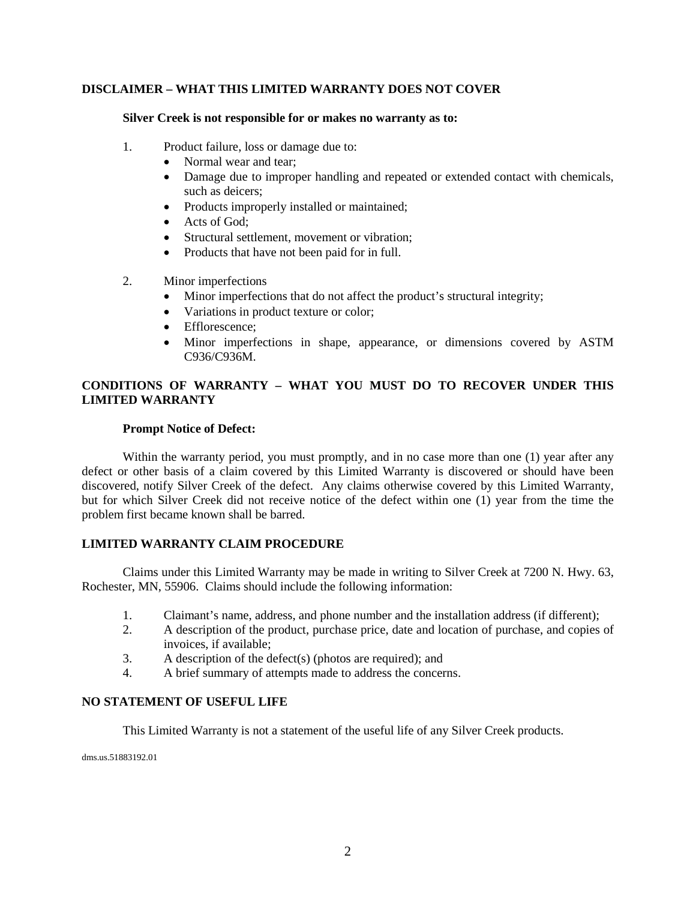## DISCLAIMER – WHAT THIS LIMITED WARRANTY DOES NOT COVER

**Silver Creek is not responsible for or makes no warranty as to:**

1. Product failure, loss or damage due to:
   - Normal wear and tear;
   - Damage due to improper handling and repeated or extended contact with chemicals, such as deicers;
   - Products improperly installed or maintained;
   - Acts of God;
   - Structural settlement, movement or vibration;
   - Products that have not been paid for in full.
2. Minor imperfections
   - Minor imperfections that do not affect the product's structural integrity;
   - Variations in product texture or color;
   - Efflorescence;
   - Minor imperfections in shape, appearance, or dimensions covered by ASTM C936/C936M.

## CONDITIONS OF WARRANTY – WHAT YOU MUST DO TO RECOVER UNDER THIS LIMITED WARRANTY

**Prompt Notice of Defect:**

Within the warranty period, you must promptly, and in no case more than one (1) year after any defect or other basis of a claim covered by this Limited Warranty is discovered or should have been discovered, notify Silver Creek of the defect. Any claims otherwise covered by this Limited Warranty, but for which Silver Creek did not receive notice of the defect within one (1) year from the time the problem first became known shall be barred.

## LIMITED WARRANTY CLAIM PROCEDURE

Claims under this Limited Warranty may be made in writing to Silver Creek at 7200 N. Hwy. 63, Rochester, MN, 55906. Claims should include the following information:

1. Claimant's name, address, and phone number and the installation address (if different);
2. A description of the product, purchase price, date and location of purchase, and copies of invoices, if available;
3. A description of the defect(s) (photos are required); and
4. A brief summary of attempts made to address the concerns.

## NO STATEMENT OF USEFUL LIFE

This Limited Warranty is not a statement of the useful life of any Silver Creek products.

dms.us.51883192.01